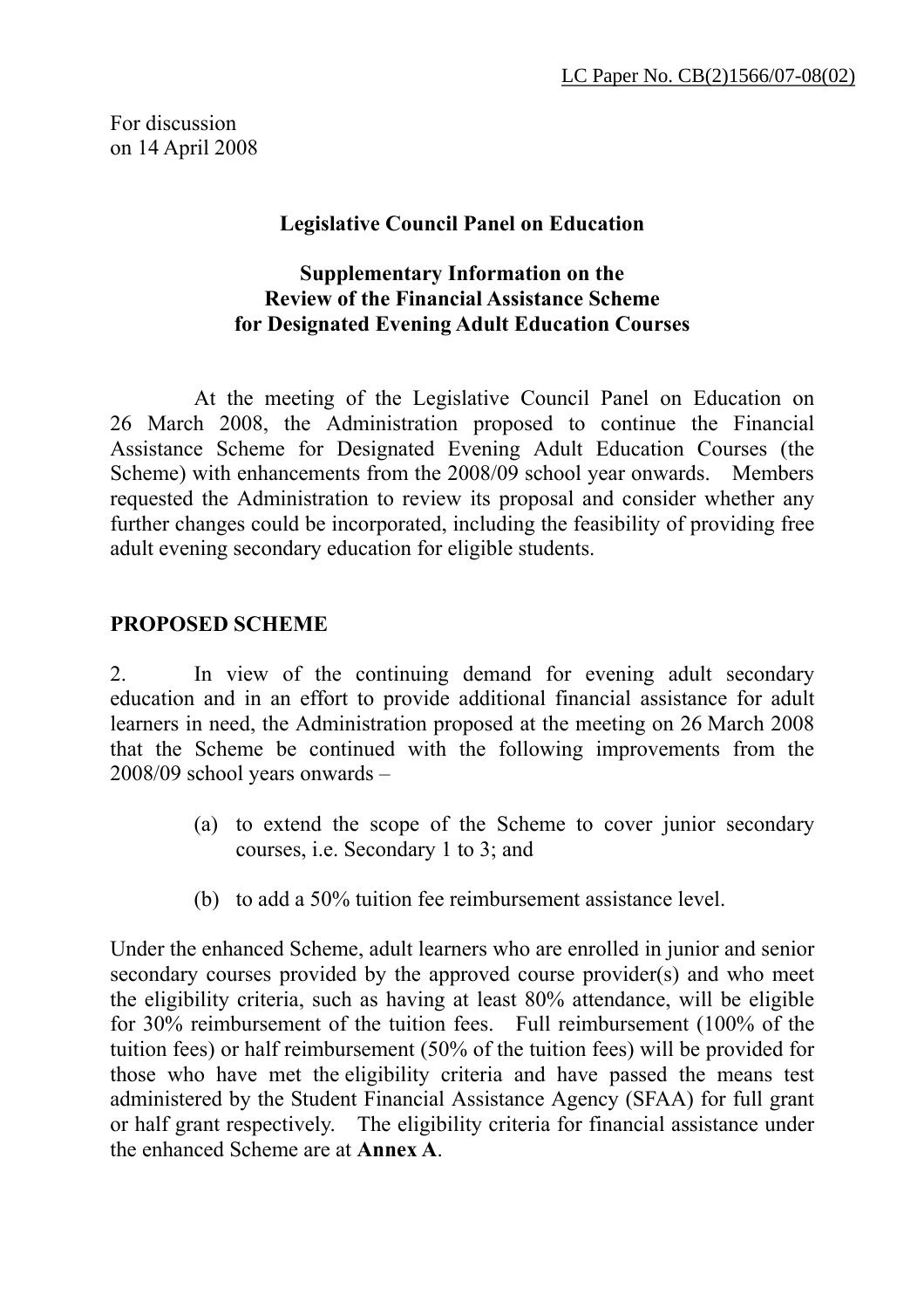LC Paper No. CB(2)1566/07-08(02)

For discussion
on 14 April 2008

**Legislative Council Panel on Education**

**Supplementary Information on the Review of the Financial Assistance Scheme for Designated Evening Adult Education Courses**

At the meeting of the Legislative Council Panel on Education on 26 March 2008, the Administration proposed to continue the Financial Assistance Scheme for Designated Evening Adult Education Courses (the Scheme) with enhancements from the 2008/09 school year onwards. Members requested the Administration to review its proposal and consider whether any further changes could be incorporated, including the feasibility of providing free adult evening secondary education for eligible students.

## PROPOSED SCHEME

2. In view of the continuing demand for evening adult secondary education and in an effort to provide additional financial assistance for adult learners in need, the Administration proposed at the meeting on 26 March 2008 that the Scheme be continued with the following improvements from the 2008/09 school years onwards –

(a) to extend the scope of the Scheme to cover junior secondary courses, i.e. Secondary 1 to 3; and

(b) to add a 50% tuition fee reimbursement assistance level.

Under the enhanced Scheme, adult learners who are enrolled in junior and senior secondary courses provided by the approved course provider(s) and who meet the eligibility criteria, such as having at least 80% attendance, will be eligible for 30% reimbursement of the tuition fees. Full reimbursement (100% of the tuition fees) or half reimbursement (50% of the tuition fees) will be provided for those who have met the eligibility criteria and have passed the means test administered by the Student Financial Assistance Agency (SFAA) for full grant or half grant respectively. The eligibility criteria for financial assistance under the enhanced Scheme are at **Annex A**.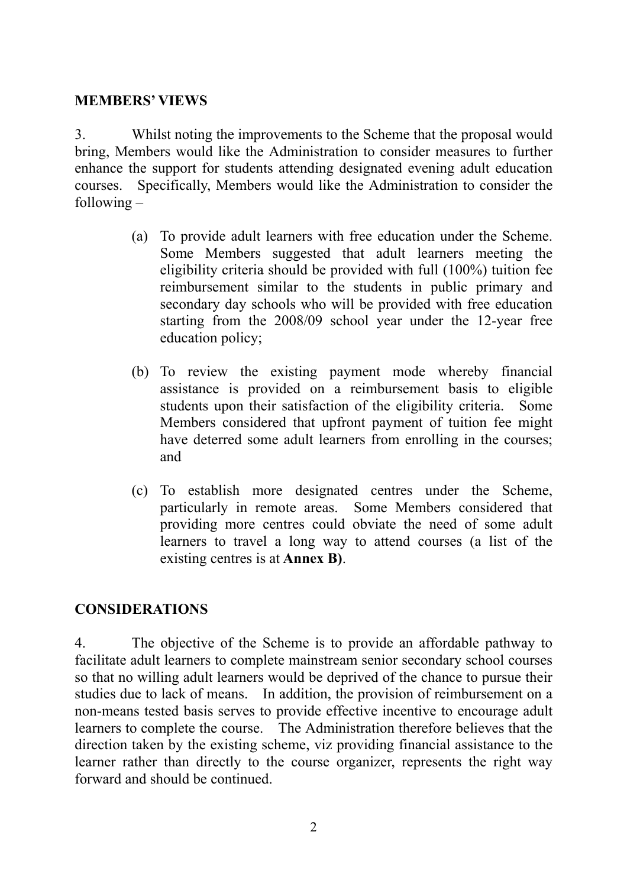## MEMBERS' VIEWS

3. Whilst noting the improvements to the Scheme that the proposal would bring, Members would like the Administration to consider measures to further enhance the support for students attending designated evening adult education courses. Specifically, Members would like the Administration to consider the following –

(a) To provide adult learners with free education under the Scheme. Some Members suggested that adult learners meeting the eligibility criteria should be provided with full (100%) tuition fee reimbursement similar to the students in public primary and secondary day schools who will be provided with free education starting from the 2008/09 school year under the 12-year free education policy;

(b) To review the existing payment mode whereby financial assistance is provided on a reimbursement basis to eligible students upon their satisfaction of the eligibility criteria. Some Members considered that upfront payment of tuition fee might have deterred some adult learners from enrolling in the courses; and

(c) To establish more designated centres under the Scheme, particularly in remote areas. Some Members considered that providing more centres could obviate the need of some adult learners to travel a long way to attend courses (a list of the existing centres is at **Annex B)**.

## CONSIDERATIONS

4. The objective of the Scheme is to provide an affordable pathway to facilitate adult learners to complete mainstream senior secondary school courses so that no willing adult learners would be deprived of the chance to pursue their studies due to lack of means. In addition, the provision of reimbursement on a non-means tested basis serves to provide effective incentive to encourage adult learners to complete the course. The Administration therefore believes that the direction taken by the existing scheme, viz providing financial assistance to the learner rather than directly to the course organizer, represents the right way forward and should be continued.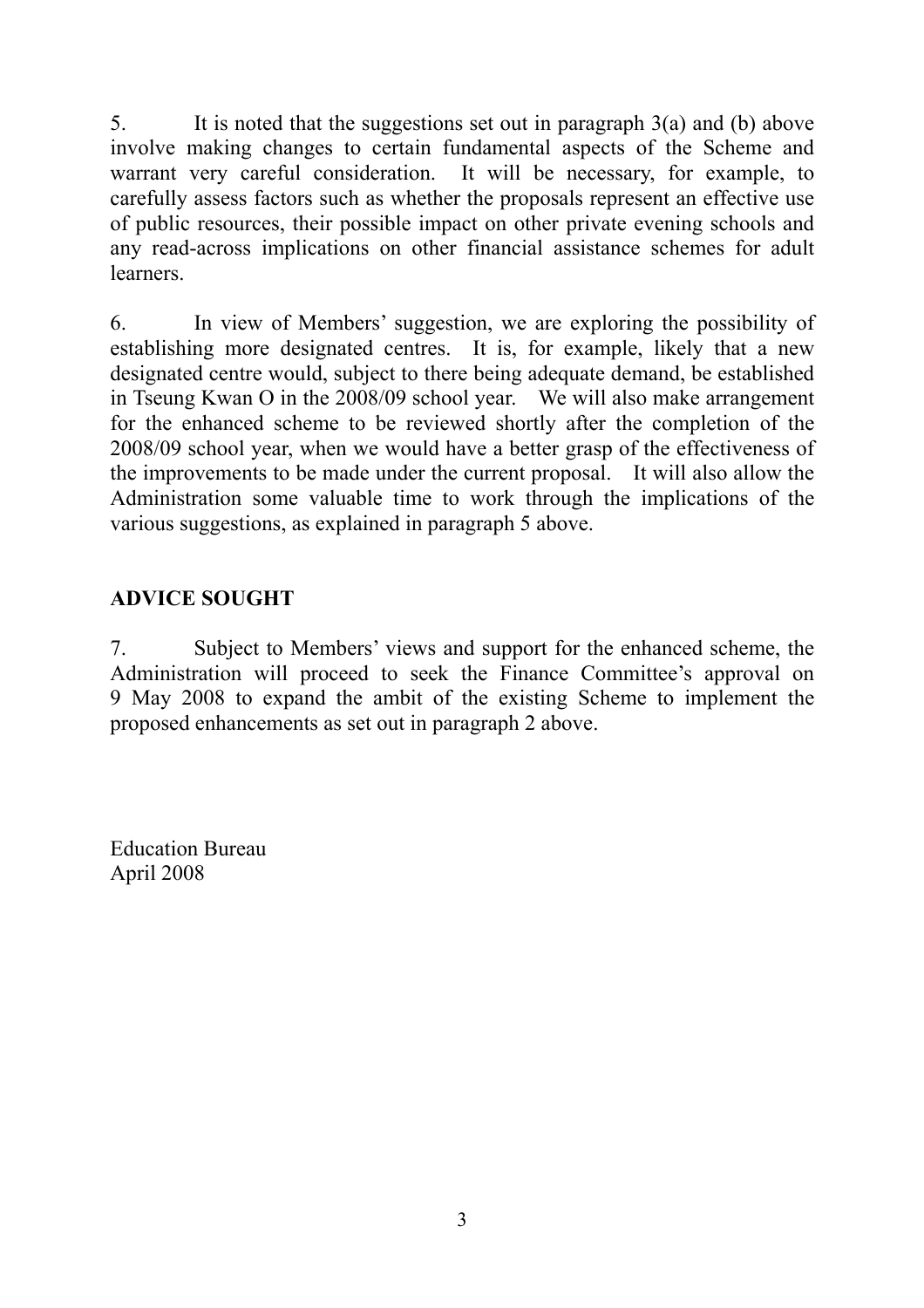5. It is noted that the suggestions set out in paragraph 3(a) and (b) above involve making changes to certain fundamental aspects of the Scheme and warrant very careful consideration. It will be necessary, for example, to carefully assess factors such as whether the proposals represent an effective use of public resources, their possible impact on other private evening schools and any read-across implications on other financial assistance schemes for adult learners.

6. In view of Members' suggestion, we are exploring the possibility of establishing more designated centres. It is, for example, likely that a new designated centre would, subject to there being adequate demand, be established in Tseung Kwan O in the 2008/09 school year. We will also make arrangement for the enhanced scheme to be reviewed shortly after the completion of the 2008/09 school year, when we would have a better grasp of the effectiveness of the improvements to be made under the current proposal. It will also allow the Administration some valuable time to work through the implications of the various suggestions, as explained in paragraph 5 above.

## ADVICE SOUGHT

7. Subject to Members' views and support for the enhanced scheme, the Administration will proceed to seek the Finance Committee's approval on 9 May 2008 to expand the ambit of the existing Scheme to implement the proposed enhancements as set out in paragraph 2 above.

Education Bureau
April 2008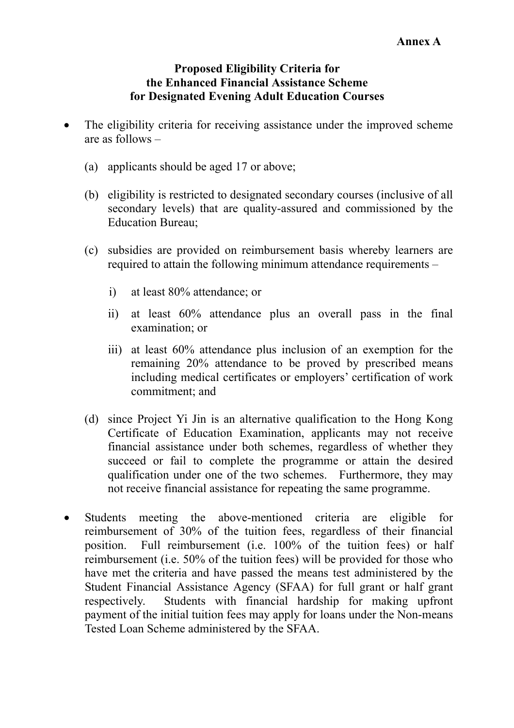**Annex A**

# Proposed Eligibility Criteria for the Enhanced Financial Assistance Scheme for Designated Evening Adult Education Courses

- The eligibility criteria for receiving assistance under the improved scheme are as follows –

  (a) applicants should be aged 17 or above;

  (b) eligibility is restricted to designated secondary courses (inclusive of all secondary levels) that are quality-assured and commissioned by the Education Bureau;

  (c) subsidies are provided on reimbursement basis whereby learners are required to attain the following minimum attendance requirements –

    i) at least 80% attendance; or

    ii) at least 60% attendance plus an overall pass in the final examination; or

    iii) at least 60% attendance plus inclusion of an exemption for the remaining 20% attendance to be proved by prescribed means including medical certificates or employers' certification of work commitment; and

  (d) since Project Yi Jin is an alternative qualification to the Hong Kong Certificate of Education Examination, applicants may not receive financial assistance under both schemes, regardless of whether they succeed or fail to complete the programme or attain the desired qualification under one of the two schemes. Furthermore, they may not receive financial assistance for repeating the same programme.

- Students meeting the above-mentioned criteria are eligible for reimbursement of 30% of the tuition fees, regardless of their financial position. Full reimbursement (i.e. 100% of the tuition fees) or half reimbursement (i.e. 50% of the tuition fees) will be provided for those who have met the criteria and have passed the means test administered by the Student Financial Assistance Agency (SFAA) for full grant or half grant respectively. Students with financial hardship for making upfront payment of the initial tuition fees may apply for loans under the Non-means Tested Loan Scheme administered by the SFAA.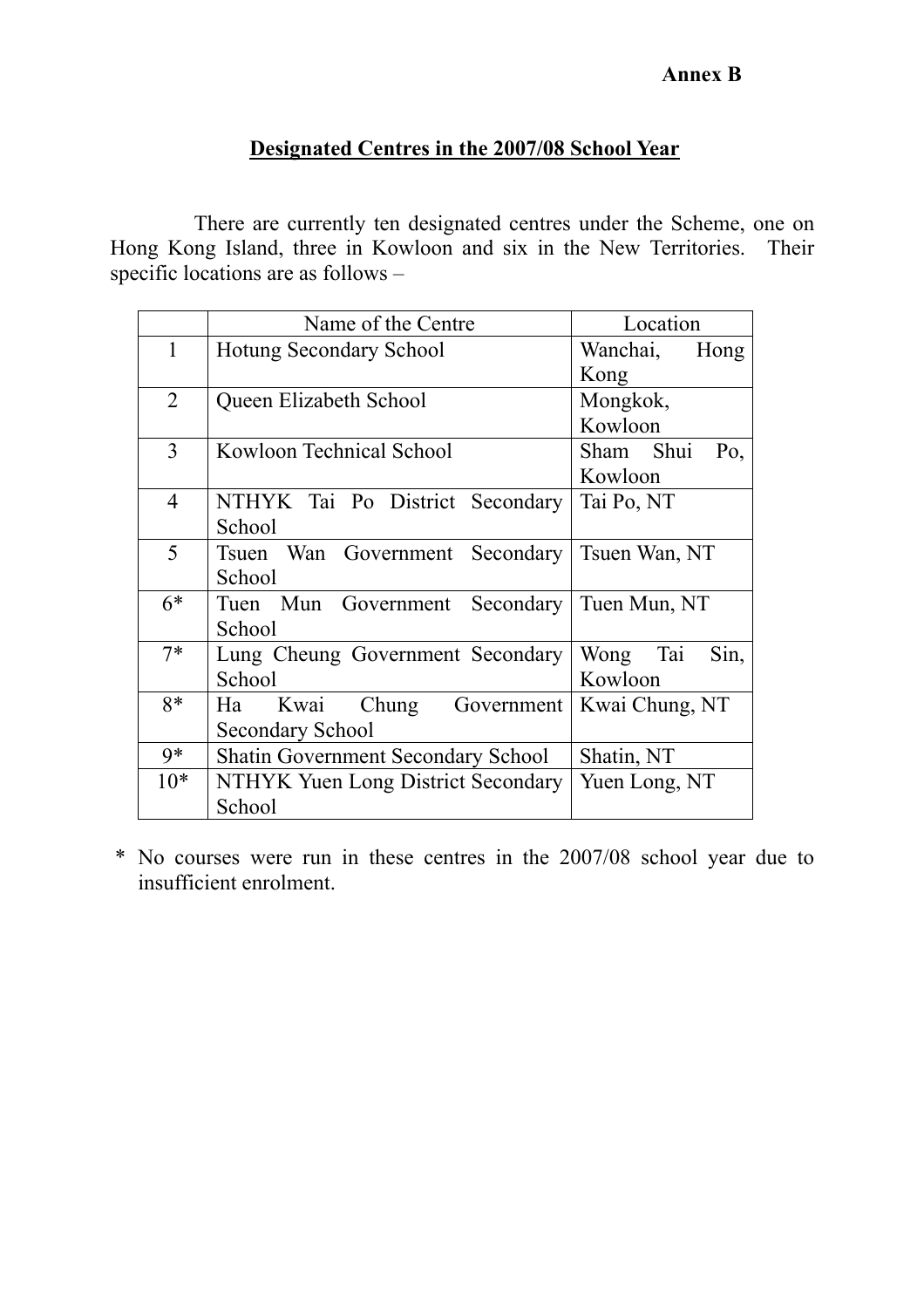**Annex B**

## Designated Centres in the 2007/08 School Year

There are currently ten designated centres under the Scheme, one on Hong Kong Island, three in Kowloon and six in the New Territories. Their specific locations are as follows –

| | Name of the Centre | Location |
|---|---|---|
| 1 | Hotung Secondary School | Wanchai, Hong Kong |
| 2 | Queen Elizabeth School | Mongkok, Kowloon |
| 3 | Kowloon Technical School | Sham Shui Po, Kowloon |
| 4 | NTHYK Tai Po District Secondary School | Tai Po, NT |
| 5 | Tsuen Wan Government Secondary School | Tsuen Wan, NT |
| 6* | Tuen Mun Government Secondary School | Tuen Mun, NT |
| 7* | Lung Cheung Government Secondary School | Wong Tai Sin, Kowloon |
| 8* | Ha Kwai Chung Government Secondary School | Kwai Chung, NT |
| 9* | Shatin Government Secondary School | Shatin, NT |
| 10* | NTHYK Yuen Long District Secondary School | Yuen Long, NT |

\* No courses were run in these centres in the 2007/08 school year due to insufficient enrolment.